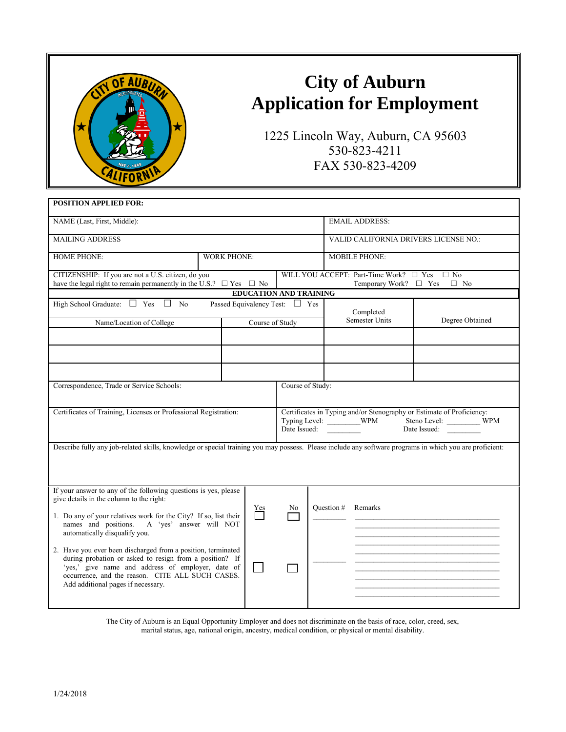# City of Auburn
# Application for Employment

1225 Lincoln Way, Auburn, CA 95603
530-823-4211
FAX 530-823-4209

**POSITION APPLIED FOR:**

| NAME (Last, First, Middle): | | EMAIL ADDRESS: |
|---|---|---|
| MAILING ADDRESS | | VALID CALIFORNIA DRIVERS LICENSE NO.: |
| HOME PHONE: | WORK PHONE: | MOBILE PHONE: |

CITIZENSHIP: If you are not a U.S. citizen, do you have the legal right to remain permanently in the U.S.? ☐ Yes ☐ No

WILL YOU ACCEPT: Part-Time Work? ☐ Yes ☐ No
Temporary Work? ☐ Yes ☐ No

## EDUCATION AND TRAINING

High School Graduate: ☐ Yes ☐ No Passed Equivalency Test: ☐ Yes

| Name/Location of College | Course of Study | Completed Semester Units | Degree Obtained |
|---|---|---|---|
| | | | |
| | | | |
| | | | |

| Correspondence, Trade or Service Schools: | Course of Study: |
|---|---|
| Certificates of Training, Licenses or Professional Registration: | Certificates in Typing and/or Stenography or Estimate of Proficiency:<br>Typing Level: ________WPM Steno Level: ________ WPM<br>Date Issued: ________ Date Issued: ________ |

Describe fully any job-related skills, knowledge or special training you may possess. Please include any software programs in which you are proficient:

If your answer to any of the following questions is yes, please give details in the column to the right:

| | Yes | No | Question # | Remarks |
|---|---|---|---|---|
| 1. Do any of your relatives work for the City? If so, list their names and positions. A 'yes' answer will NOT automatically disqualify you. | ☐ | ☐ | ________ | ________ |
| 2. Have you ever been discharged from a position, terminated during probation or asked to resign from a position? If 'yes,' give name and address of employer, date of occurrence, and the reason. CITE ALL SUCH CASES. Add additional pages if necessary. | ☐ | ☐ | ________ | ________ |

The City of Auburn is an Equal Opportunity Employer and does not discriminate on the basis of race, color, creed, sex, marital status, age, national origin, ancestry, medical condition, or physical or mental disability.

1/24/2018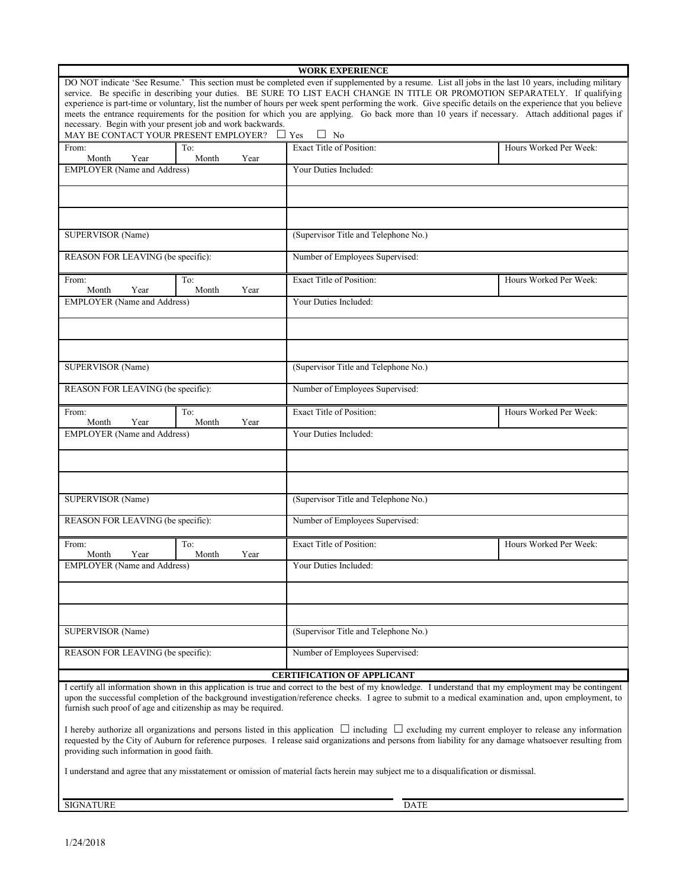## WORK EXPERIENCE

DO NOT indicate 'See Resume.' This section must be completed even if supplemented by a resume. List all jobs in the last 10 years, including military service. Be specific in describing your duties. BE SURE TO LIST EACH CHANGE IN TITLE OR PROMOTION SEPARATELY. If qualifying experience is part-time or voluntary, list the number of hours per week spent performing the work. Give specific details on the experience that you believe meets the entrance requirements for the position for which you are applying. Go back more than 10 years if necessary. Attach additional pages if necessary. Begin with your present job and work backwards.

MAY BE CONTACT YOUR PRESENT EMPLOYER? ☐ Yes ☐ No

| | | | |
|---|---|---|---|
| From: Month Year | To: Month Year | Exact Title of Position: | Hours Worked Per Week: |
| EMPLOYER (Name and Address) | | Your Duties Included: | |
| | | | |
| | | | |
| SUPERVISOR (Name) | | (Supervisor Title and Telephone No.) | |
| REASON FOR LEAVING (be specific): | | Number of Employees Supervised: | |

| | | | |
|---|---|---|---|
| From: Month Year | To: Month Year | Exact Title of Position: | Hours Worked Per Week: |
| EMPLOYER (Name and Address) | | Your Duties Included: | |
| | | | |
| | | | |
| SUPERVISOR (Name) | | (Supervisor Title and Telephone No.) | |
| REASON FOR LEAVING (be specific): | | Number of Employees Supervised: | |

| | | | |
|---|---|---|---|
| From: Month Year | To: Month Year | Exact Title of Position: | Hours Worked Per Week: |
| EMPLOYER (Name and Address) | | Your Duties Included: | |
| | | | |
| | | | |
| SUPERVISOR (Name) | | (Supervisor Title and Telephone No.) | |
| REASON FOR LEAVING (be specific): | | Number of Employees Supervised: | |

| | | | |
|---|---|---|---|
| From: Month Year | To: Month Year | Exact Title of Position: | Hours Worked Per Week: |
| EMPLOYER (Name and Address) | | Your Duties Included: | |
| | | | |
| | | | |
| SUPERVISOR (Name) | | (Supervisor Title and Telephone No.) | |
| REASON FOR LEAVING (be specific): | | Number of Employees Supervised: | |

## CERTIFICATION OF APPLICANT

I certify all information shown in this application is true and correct to the best of my knowledge. I understand that my employment may be contingent upon the successful completion of the background investigation/reference checks. I agree to submit to a medical examination and, upon employment, to furnish such proof of age and citizenship as may be required.

I hereby authorize all organizations and persons listed in this application ☐ including ☐ excluding my current employer to release any information requested by the City of Auburn for reference purposes. I release said organizations and persons from liability for any damage whatsoever resulting from providing such information in good faith.

I understand and agree that any misstatement or omission of material facts herein may subject me to a disqualification or dismissal.

SIGNATURE _______________________ DATE _______________________

1/24/2018